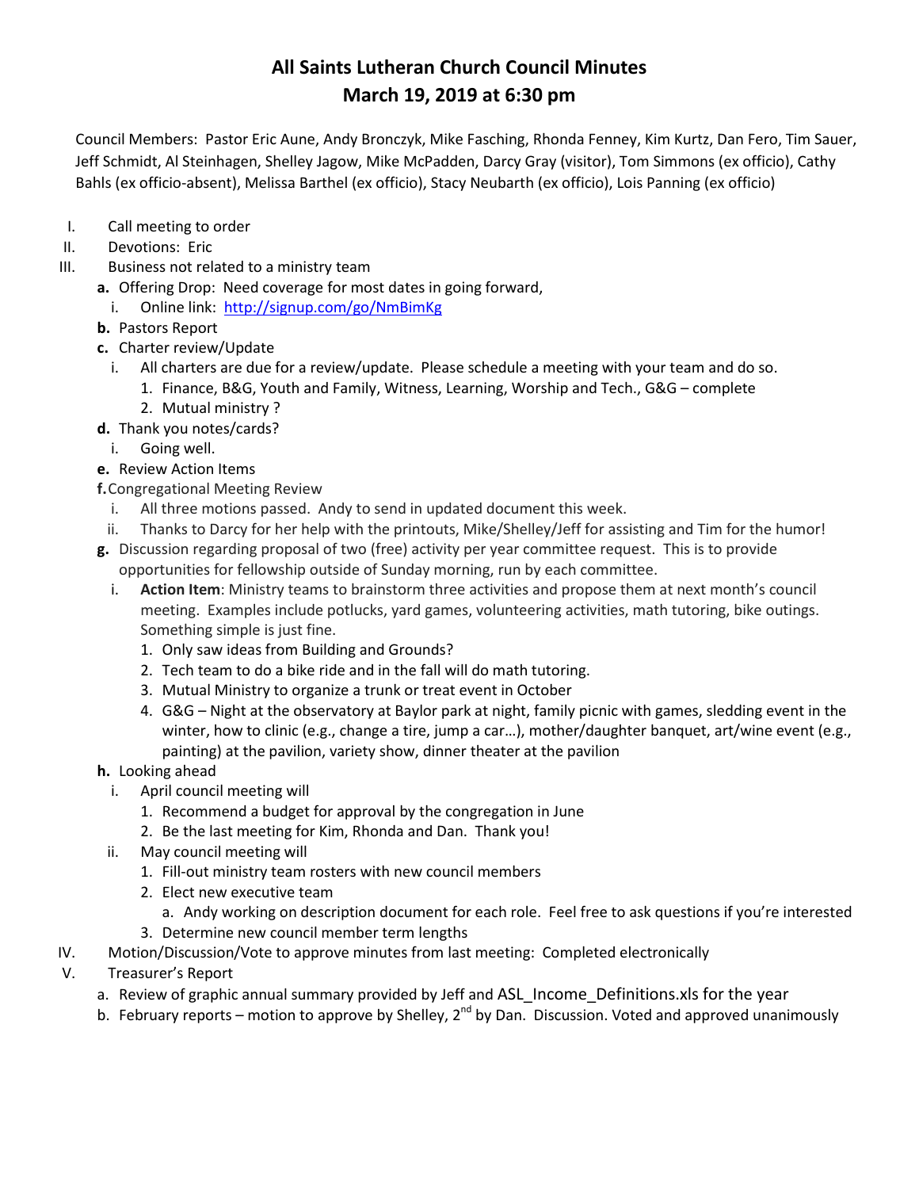# All Saints Lutheran Church Council Minutes
## March 19, 2019 at 6:30 pm

Council Members: Pastor Eric Aune, Andy Bronczyk, Mike Fasching, Rhonda Fenney, Kim Kurtz, Dan Fero, Tim Sauer, Jeff Schmidt, Al Steinhagen, Shelley Jagow, Mike McPadden, Darcy Gray (visitor), Tom Simmons (ex officio), Cathy Bahls (ex officio-absent), Melissa Barthel (ex officio), Stacy Neubarth (ex officio), Lois Panning (ex officio)

I. Call meeting to order

II. Devotions: Eric

III. Business not related to a ministry team

   **a.** Offering Drop: Need coverage for most dates in going forward,

      i. Online link: http://signup.com/go/NmBimKg

   **b.** Pastors Report

   **c.** Charter review/Update

      i. All charters are due for a review/update. Please schedule a meeting with your team and do so.

         1. Finance, B&G, Youth and Family, Witness, Learning, Worship and Tech., G&G – complete
         2. Mutual ministry ?

   **d.** Thank you notes/cards?

      i. Going well.

   **e.** Review Action Items

   **f.** Congregational Meeting Review

      i. All three motions passed. Andy to send in updated document this week.

      ii. Thanks to Darcy for her help with the printouts, Mike/Shelley/Jeff for assisting and Tim for the humor!

   **g.** Discussion regarding proposal of two (free) activity per year committee request. This is to provide opportunities for fellowship outside of Sunday morning, run by each committee.

      i. **Action Item**: Ministry teams to brainstorm three activities and propose them at next month's council meeting. Examples include potlucks, yard games, volunteering activities, math tutoring, bike outings. Something simple is just fine.

         1. Only saw ideas from Building and Grounds?
         2. Tech team to do a bike ride and in the fall will do math tutoring.
         3. Mutual Ministry to organize a trunk or treat event in October
         4. G&G – Night at the observatory at Baylor park at night, family picnic with games, sledding event in the winter, how to clinic (e.g., change a tire, jump a car…), mother/daughter banquet, art/wine event (e.g., painting) at the pavilion, variety show, dinner theater at the pavilion

   **h.** Looking ahead

      i. April council meeting will

         1. Recommend a budget for approval by the congregation in June
         2. Be the last meeting for Kim, Rhonda and Dan. Thank you!

      ii. May council meeting will

         1. Fill-out ministry team rosters with new council members
         2. Elect new executive team
            a. Andy working on description document for each role. Feel free to ask questions if you're interested
         3. Determine new council member term lengths

IV. Motion/Discussion/Vote to approve minutes from last meeting: Completed electronically

V. Treasurer's Report

   a. Review of graphic annual summary provided by Jeff and ASL_Income_Definitions.xls for the year

   b. February reports – motion to approve by Shelley, 2nd by Dan. Discussion. Voted and approved unanimously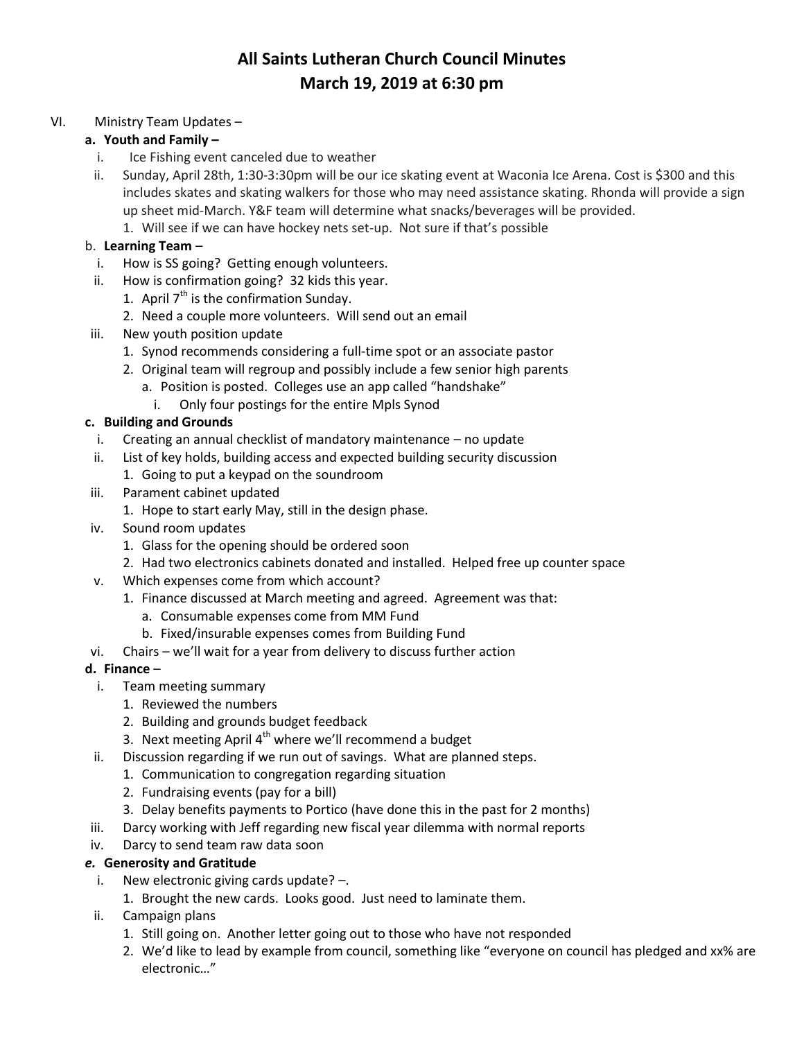# All Saints Lutheran Church Council Minutes
## March 19, 2019 at 6:30 pm

VI. Ministry Team Updates –

**a. Youth and Family –**

i. Ice Fishing event canceled due to weather

ii. Sunday, April 28th, 1:30-3:30pm will be our ice skating event at Waconia Ice Arena. Cost is $300 and this includes skates and skating walkers for those who may need assistance skating. Rhonda will provide a sign up sheet mid-March. Y&F team will determine what snacks/beverages will be provided.

1. Will see if we can have hockey nets set-up. Not sure if that's possible

b. **Learning Team** –

i. How is SS going? Getting enough volunteers.

ii. How is confirmation going? 32 kids this year.

1. April 7th is the confirmation Sunday.
2. Need a couple more volunteers. Will send out an email

iii. New youth position update

1. Synod recommends considering a full-time spot or an associate pastor
2. Original team will regroup and possibly include a few senior high parents
   a. Position is posted. Colleges use an app called "handshake"
      i. Only four postings for the entire Mpls Synod

**c. Building and Grounds**

i. Creating an annual checklist of mandatory maintenance – no update

ii. List of key holds, building access and expected building security discussion

1. Going to put a keypad on the soundroom

iii. Parament cabinet updated

1. Hope to start early May, still in the design phase.

iv. Sound room updates

1. Glass for the opening should be ordered soon
2. Had two electronics cabinets donated and installed. Helped free up counter space

v. Which expenses come from which account?

1. Finance discussed at March meeting and agreed. Agreement was that:
   a. Consumable expenses come from MM Fund
   b. Fixed/insurable expenses comes from Building Fund

vi. Chairs – we'll wait for a year from delivery to discuss further action

**d. Finance** –

i. Team meeting summary

1. Reviewed the numbers
2. Building and grounds budget feedback
3. Next meeting April 4th where we'll recommend a budget

ii. Discussion regarding if we run out of savings. What are planned steps.

1. Communication to congregation regarding situation
2. Fundraising events (pay for a bill)
3. Delay benefits payments to Portico (have done this in the past for 2 months)

iii. Darcy working with Jeff regarding new fiscal year dilemma with normal reports

iv. Darcy to send team raw data soon

***e.* Generosity and Gratitude**

i. New electronic giving cards update? –.

1. Brought the new cards. Looks good. Just need to laminate them.

ii. Campaign plans

1. Still going on. Another letter going out to those who have not responded
2. We'd like to lead by example from council, something like "everyone on council has pledged and xx% are electronic…"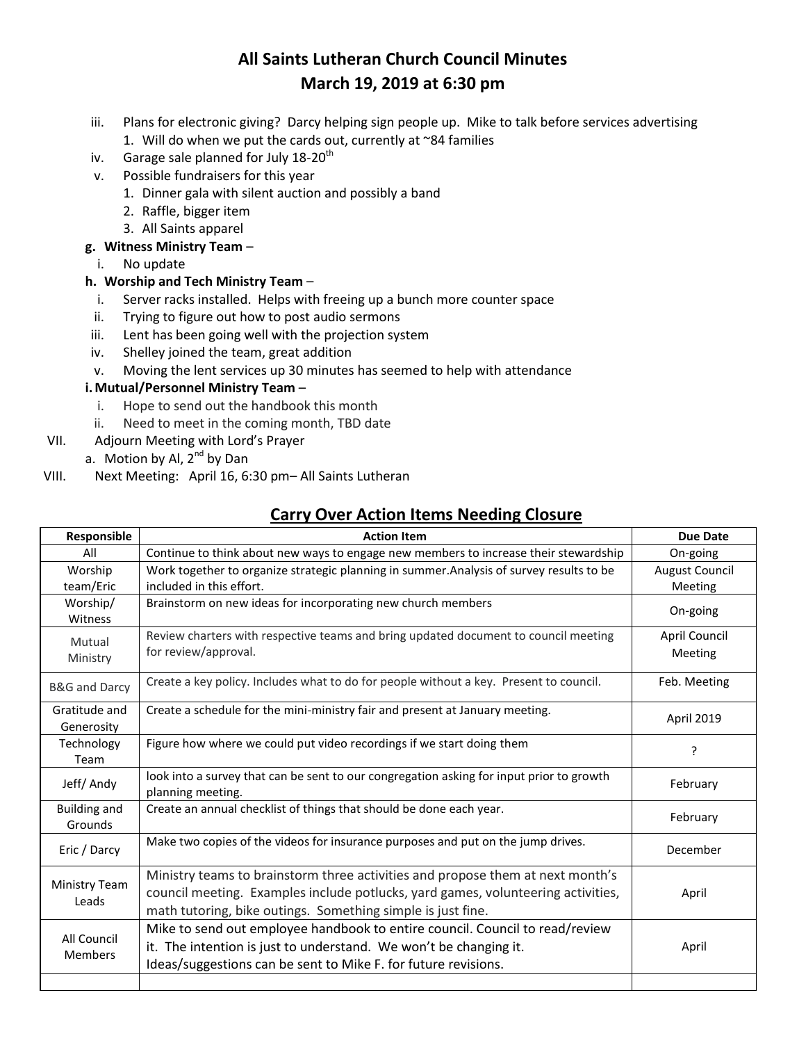# All Saints Lutheran Church Council Minutes
## March 19, 2019 at 6:30 pm

iii. Plans for electronic giving? Darcy helping sign people up. Mike to talk before services advertising
   1. Will do when we put the cards out, currently at ~84 families

iv. Garage sale planned for July 18-20th

v. Possible fundraisers for this year
   1. Dinner gala with silent auction and possibly a band
   2. Raffle, bigger item
   3. All Saints apparel

**g. Witness Ministry Team** –

i. No update

**h. Worship and Tech Ministry Team** –

i. Server racks installed. Helps with freeing up a bunch more counter space

ii. Trying to figure out how to post audio sermons

iii. Lent has been going well with the projection system

iv. Shelley joined the team, great addition

v. Moving the lent services up 30 minutes has seemed to help with attendance

**i. Mutual/Personnel Ministry Team** –

i. Hope to send out the handbook this month

ii. Need to meet in the coming month, TBD date

VII. Adjourn Meeting with Lord's Prayer

a. Motion by Al, 2nd by Dan

VIII. Next Meeting: April 16, 6:30 pm– All Saints Lutheran

## Carry Over Action Items Needing Closure

| Responsible | Action Item | Due Date |
|---|---|---|
| All | Continue to think about new ways to engage new members to increase their stewardship | On-going |
| Worship team/Eric | Work together to organize strategic planning in summer.Analysis of survey results to be included in this effort. | August Council Meeting |
| Worship/ Witness | Brainstorm on new ideas for incorporating new church members | On-going |
| Mutual Ministry | Review charters with respective teams and bring updated document to council meeting for review/approval. | April Council Meeting |
| B&G and Darcy | Create a key policy. Includes what to do for people without a key. Present to council. | Feb. Meeting |
| Gratitude and Generosity | Create a schedule for the mini-ministry fair and present at January meeting. | April 2019 |
| Technology Team | Figure how where we could put video recordings if we start doing them | ? |
| Jeff/ Andy | look into a survey that can be sent to our congregation asking for input prior to growth planning meeting. | February |
| Building and Grounds | Create an annual checklist of things that should be done each year. | February |
| Eric / Darcy | Make two copies of the videos for insurance purposes and put on the jump drives. | December |
| Ministry Team Leads | Ministry teams to brainstorm three activities and propose them at next month's council meeting. Examples include potlucks, yard games, volunteering activities, math tutoring, bike outings. Something simple is just fine. | April |
| All Council Members | Mike to send out employee handbook to entire council. Council to read/review it. The intention is just to understand. We won't be changing it. Ideas/suggestions can be sent to Mike F. for future revisions. | April |
| | | |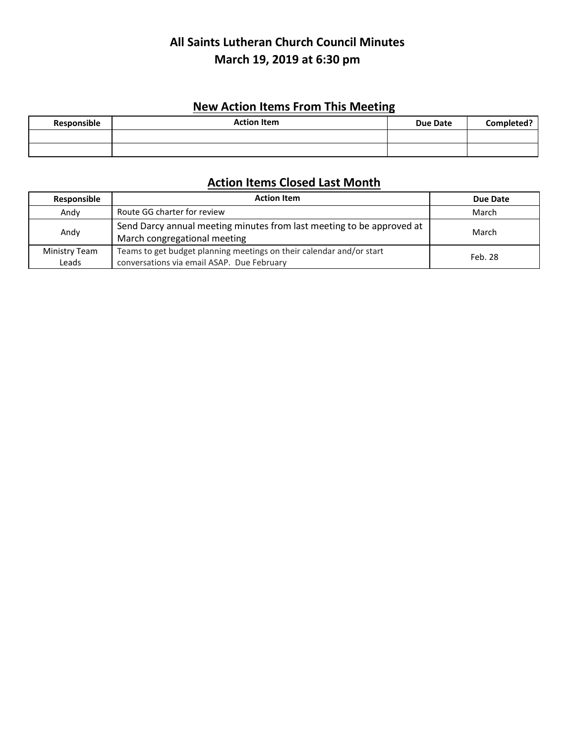# All Saints Lutheran Church Council Minutes
# March 19, 2019 at 6:30 pm

## New Action Items From This Meeting

| Responsible | Action Item | Due Date | Completed? |
|---|---|---|---|
| | | | |
| | | | |

## Action Items Closed Last Month

| Responsible | Action Item | Due Date |
|---|---|---|
| Andy | Route GG charter for review | March |
| Andy | Send Darcy annual meeting minutes from last meeting to be approved at March congregational meeting | March |
| Ministry Team Leads | Teams to get budget planning meetings on their calendar and/or start conversations via email ASAP. Due February | Feb. 28 |